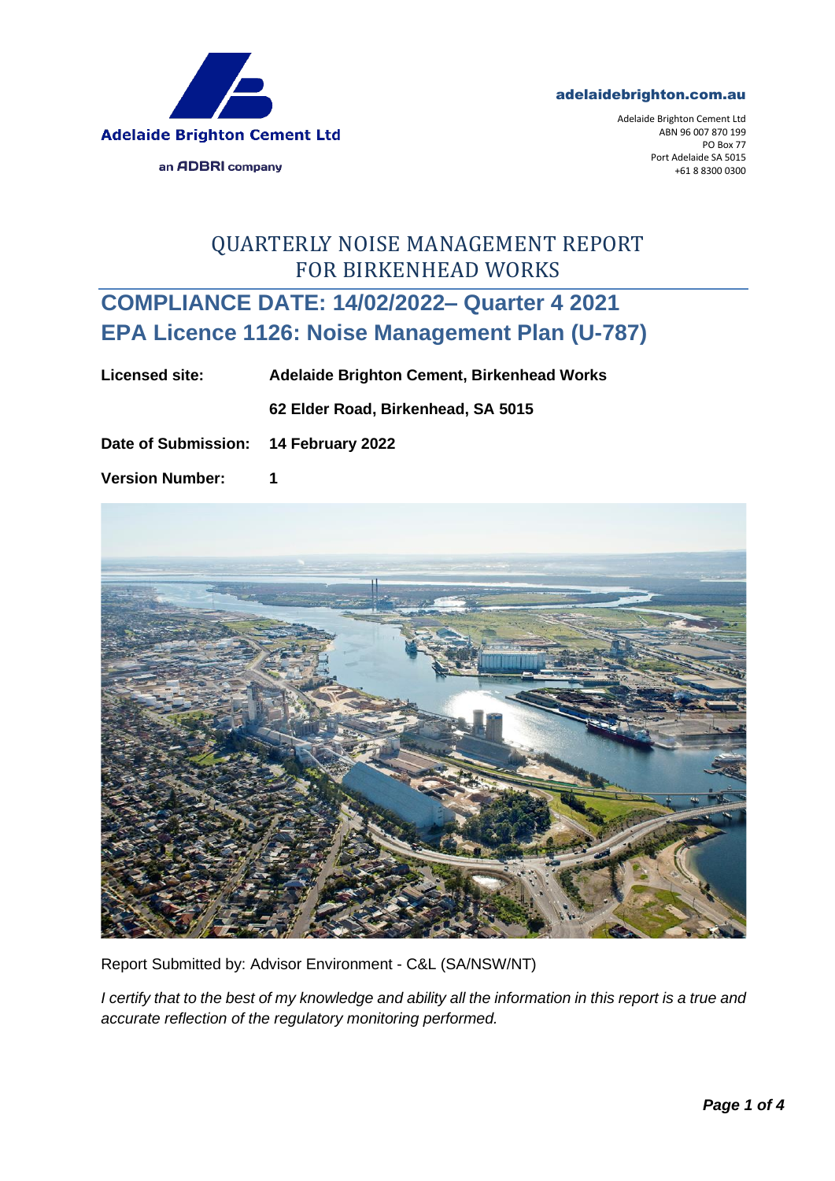Adelaide Brighton Cement Ltd

an ADBRI company

adelaidebrighton.com.au

Adelaide Brighton Cement Ltd
ABN 96 007 870 199
PO Box 77
Port Adelaide SA 5015
+61 8 8300 0300

# QUARTERLY NOISE MANAGEMENT REPORT FOR BIRKENHEAD WORKS

## COMPLIANCE DATE: 14/02/2022– Quarter 4 2021
## EPA Licence 1126: Noise Management Plan (U-787)

**Licensed site:** **Adelaide Brighton Cement, Birkenhead Works**

**62 Elder Road, Birkenhead, SA 5015**

**Date of Submission:** **14 February 2022**

**Version Number:** **1**

Report Submitted by: Advisor Environment - C&L (SA/NSW/NT)

*I certify that to the best of my knowledge and ability all the information in this report is a true and accurate reflection of the regulatory monitoring performed.*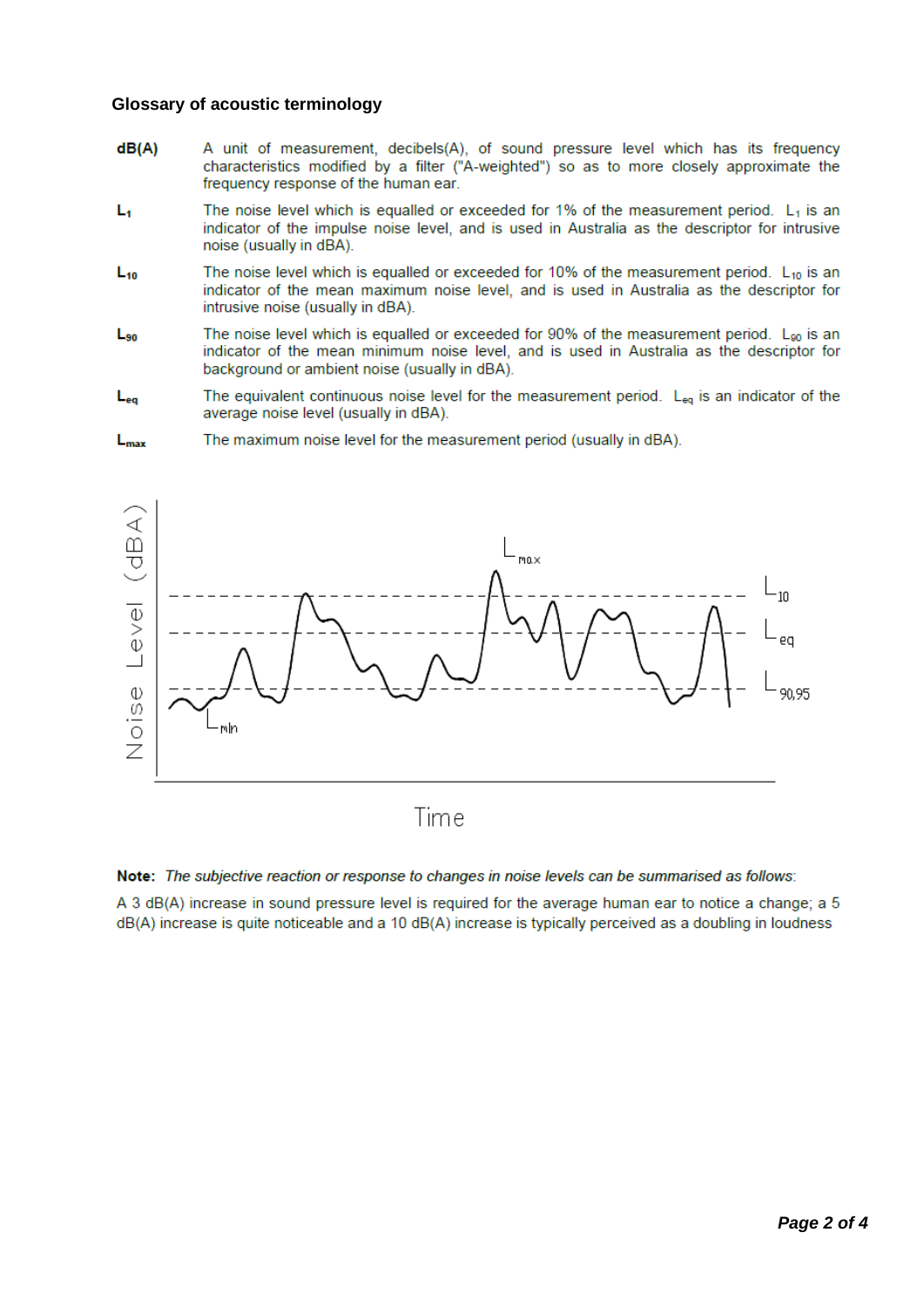### Glossary of acoustic terminology

**dB(A)** A unit of measurement, decibels(A), of sound pressure level which has its frequency characteristics modified by a filter ("A-weighted") so as to more closely approximate the frequency response of the human ear.

**$L_1$** The noise level which is equalled or exceeded for 1% of the measurement period. $L_1$ is an indicator of the impulse noise level, and is used in Australia as the descriptor for intrusive noise (usually in dBA).

**$L_{10}$** The noise level which is equalled or exceeded for 10% of the measurement period. $L_{10}$ is an indicator of the mean maximum noise level, and is used in Australia as the descriptor for intrusive noise (usually in dBA).

**$L_{90}$** The noise level which is equalled or exceeded for 90% of the measurement period. $L_{90}$ is an indicator of the mean minimum noise level, and is used in Australia as the descriptor for background or ambient noise (usually in dBA).

**$L_{eq}$** The equivalent continuous noise level for the measurement period. $L_{eq}$ is an indicator of the average noise level (usually in dBA).

**$L_{max}$** The maximum noise level for the measurement period (usually in dBA).

**Note:** *The subjective reaction or response to changes in noise levels can be summarised as follows:*

A 3 dB(A) increase in sound pressure level is required for the average human ear to notice a change; a 5 dB(A) increase is quite noticeable and a 10 dB(A) increase is typically perceived as a doubling in loudness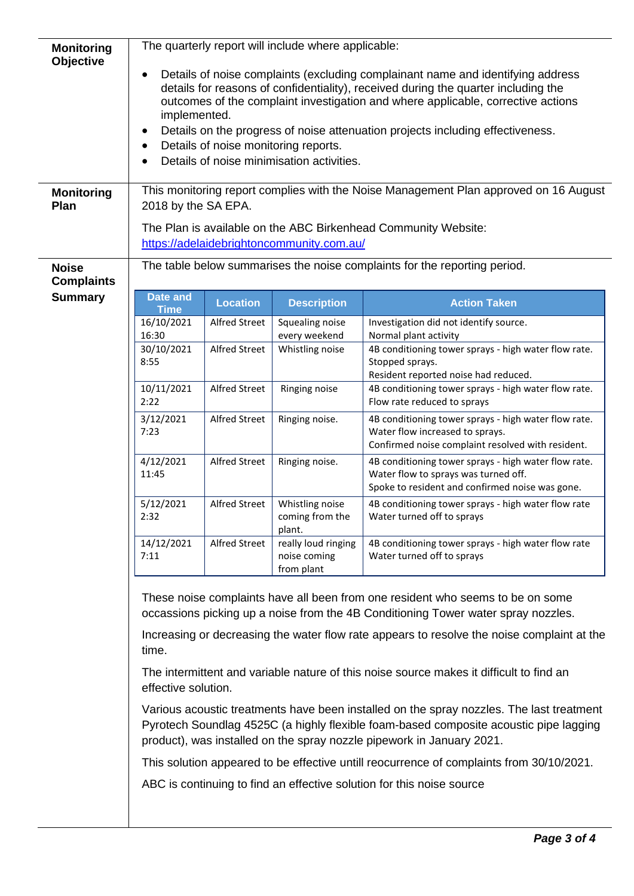**Monitoring Objective**

The quarterly report will include where applicable:

- Details of noise complaints (excluding complainant name and identifying address details for reasons of confidentiality), received during the quarter including the outcomes of the complaint investigation and where applicable, corrective actions implemented.
- Details on the progress of noise attenuation projects including effectiveness.
- Details of noise monitoring reports.
- Details of noise minimisation activities.

**Monitoring Plan**

This monitoring report complies with the Noise Management Plan approved on 16 August 2018 by the SA EPA.

The Plan is available on the ABC Birkenhead Community Website: [https://adelaidebrightoncommunity.com.au/](https://adelaidebrightoncommunity.com.au/)

**Noise Complaints Summary**

The table below summarises the noise complaints for the reporting period.

| Date and Time | Location | Description | Action Taken |
|---|---|---|---|
| 16/10/2021 16:30 | Alfred Street | Squealing noise every weekend | Investigation did not identify source. Normal plant activity |
| 30/10/2021 8:55 | Alfred Street | Whistling noise | 4B conditioning tower sprays - high water flow rate. Stopped sprays. Resident reported noise had reduced. |
| 10/11/2021 2:22 | Alfred Street | Ringing noise | 4B conditioning tower sprays - high water flow rate. Flow rate reduced to sprays |
| 3/12/2021 7:23 | Alfred Street | Ringing noise. | 4B conditioning tower sprays - high water flow rate. Water flow increased to sprays. Confirmed noise complaint resolved with resident. |
| 4/12/2021 11:45 | Alfred Street | Ringing noise. | 4B conditioning tower sprays - high water flow rate. Water flow to sprays was turned off. Spoke to resident and confirmed noise was gone. |
| 5/12/2021 2:32 | Alfred Street | Whistling noise coming from the plant. | 4B conditioning tower sprays - high water flow rate Water turned off to sprays |
| 14/12/2021 7:11 | Alfred Street | really loud ringing noise coming from plant | 4B conditioning tower sprays - high water flow rate Water turned off to sprays |

These noise complaints have all been from one resident who seems to be on some occassions picking up a noise from the 4B Conditioning Tower water spray nozzles.

Increasing or decreasing the water flow rate appears to resolve the noise complaint at the time.

The intermittent and variable nature of this noise source makes it difficult to find an effective solution.

Various acoustic treatments have been installed on the spray nozzles. The last treatment Pyrotech Soundlag 4525C (a highly flexible foam-based composite acoustic pipe lagging product), was installed on the spray nozzle pipework in January 2021.

This solution appeared to be effective untill reocurrence of complaints from 30/10/2021.

ABC is continuing to find an effective solution for this noise source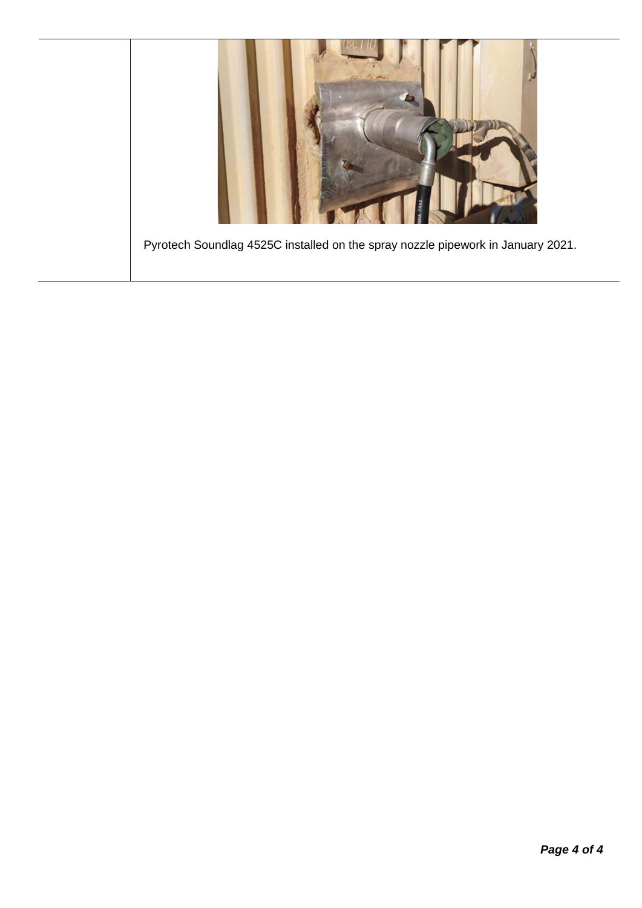| | |
|---|---|
| | Pyrotech Soundlag 4525C installed on the spray nozzle pipework in January 2021. |